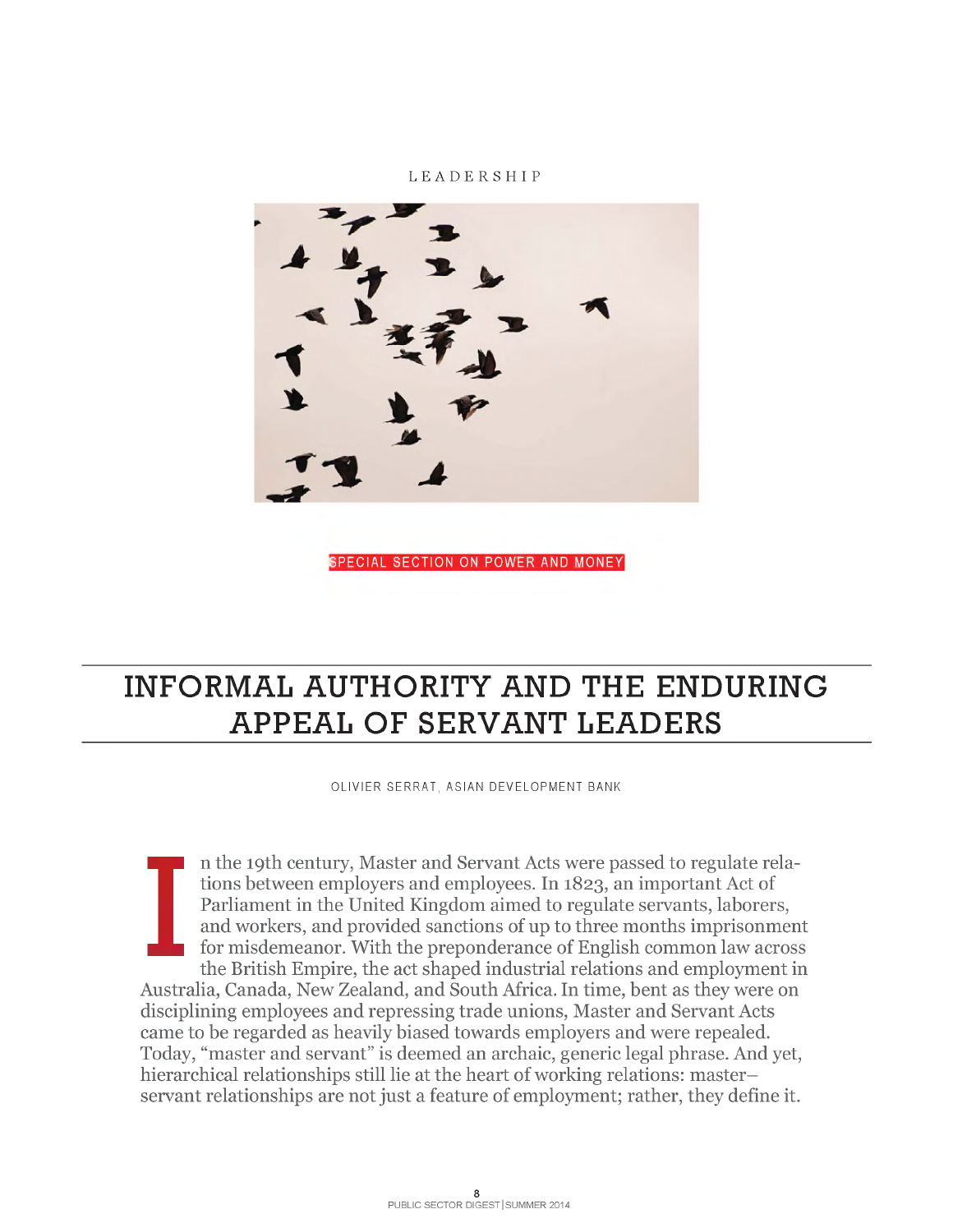LEADERSHIP

SPECIAL SECTION ON POWER AND MONEY

# INFORMAL AUTHORITY AND THE ENDURING APPEAL OF SERVANT LEADERS

OLIVIER SERRAT, ASIAN DEVELOPMENT BANK

In the 19th century, Master and Servant Acts were passed to regulate relations between employers and employees. In 1823, an important Act of Parliament in the United Kingdom aimed to regulate servants, laborers, and workers, and provided sanctions of up to three months imprisonment for misdemeanor. With the preponderance of English common law across the British Empire, the act shaped industrial relations and employment in Australia, Canada, New Zealand, and South Africa. In time, bent as they were on disciplining employees and repressing trade unions, Master and Servant Acts came to be regarded as heavily biased towards employers and were repealed. Today, "master and servant" is deemed an archaic, generic legal phrase. And yet, hierarchical relationships still lie at the heart of working relations: master–servant relationships are not just a feature of employment; rather, they define it.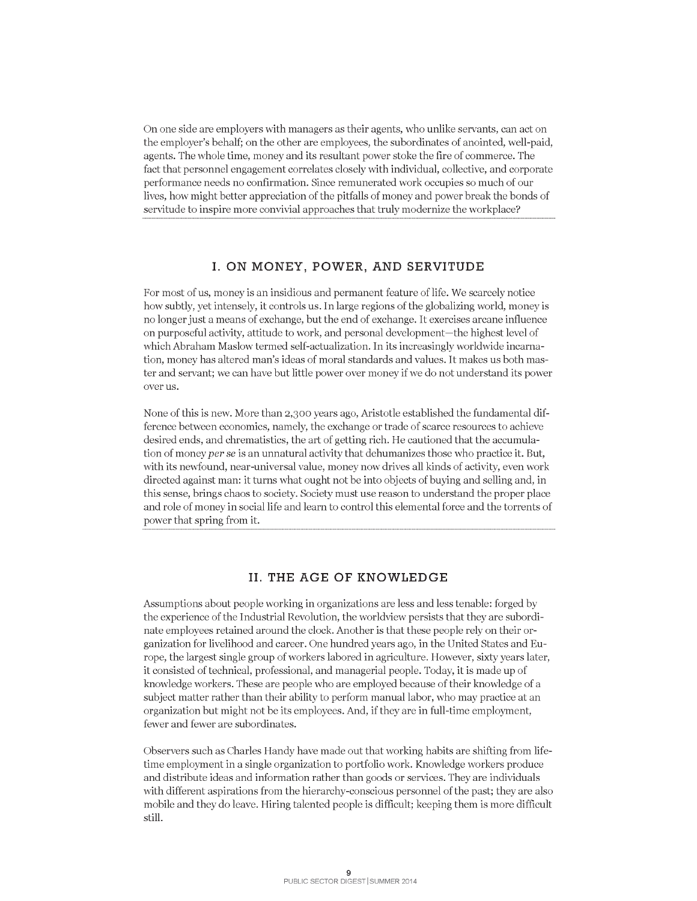On one side are employers with managers as their agents, who unlike servants, can act on the employer's behalf; on the other are employees, the subordinates of anointed, well-paid, agents. The whole time, money and its resultant power stoke the fire of commerce. The fact that personnel engagement correlates closely with individual, collective, and corporate performance needs no confirmation. Since remunerated work occupies so much of our lives, how might better appreciation of the pitfalls of money and power break the bonds of servitude to inspire more convivial approaches that truly modernize the workplace?

## I. ON MONEY, POWER, AND SERVITUDE

For most of us, money is an insidious and permanent feature of life. We scarcely notice how subtly, yet intensely, it controls us. In large regions of the globalizing world, money is no longer just a means of exchange, but the end of exchange. It exercises arcane influence on purposeful activity, attitude to work, and personal development—the highest level of which Abraham Maslow termed self-actualization. In its increasingly worldwide incarnation, money has altered man's ideas of moral standards and values. It makes us both master and servant; we can have but little power over money if we do not understand its power over us.

None of this is new. More than 2,300 years ago, Aristotle established the fundamental difference between economics, namely, the exchange or trade of scarce resources to achieve desired ends, and chrematistics, the art of getting rich. He cautioned that the accumulation of money *per se* is an unnatural activity that dehumanizes those who practice it. But, with its newfound, near-universal value, money now drives all kinds of activity, even work directed against man: it turns what ought not be into objects of buying and selling and, in this sense, brings chaos to society. Society must use reason to understand the proper place and role of money in social life and learn to control this elemental force and the torrents of power that spring from it.

## II. THE AGE OF KNOWLEDGE

Assumptions about people working in organizations are less and less tenable: forged by the experience of the Industrial Revolution, the worldview persists that they are subordinate employees retained around the clock. Another is that these people rely on their organization for livelihood and career. One hundred years ago, in the United States and Europe, the largest single group of workers labored in agriculture. However, sixty years later, it consisted of technical, professional, and managerial people. Today, it is made up of knowledge workers. These are people who are employed because of their knowledge of a subject matter rather than their ability to perform manual labor, who may practice at an organization but might not be its employees. And, if they are in full-time employment, fewer and fewer are subordinates.

Observers such as Charles Handy have made out that working habits are shifting from lifetime employment in a single organization to portfolio work. Knowledge workers produce and distribute ideas and information rather than goods or services. They are individuals with different aspirations from the hierarchy-conscious personnel of the past; they are also mobile and they do leave. Hiring talented people is difficult; keeping them is more difficult still.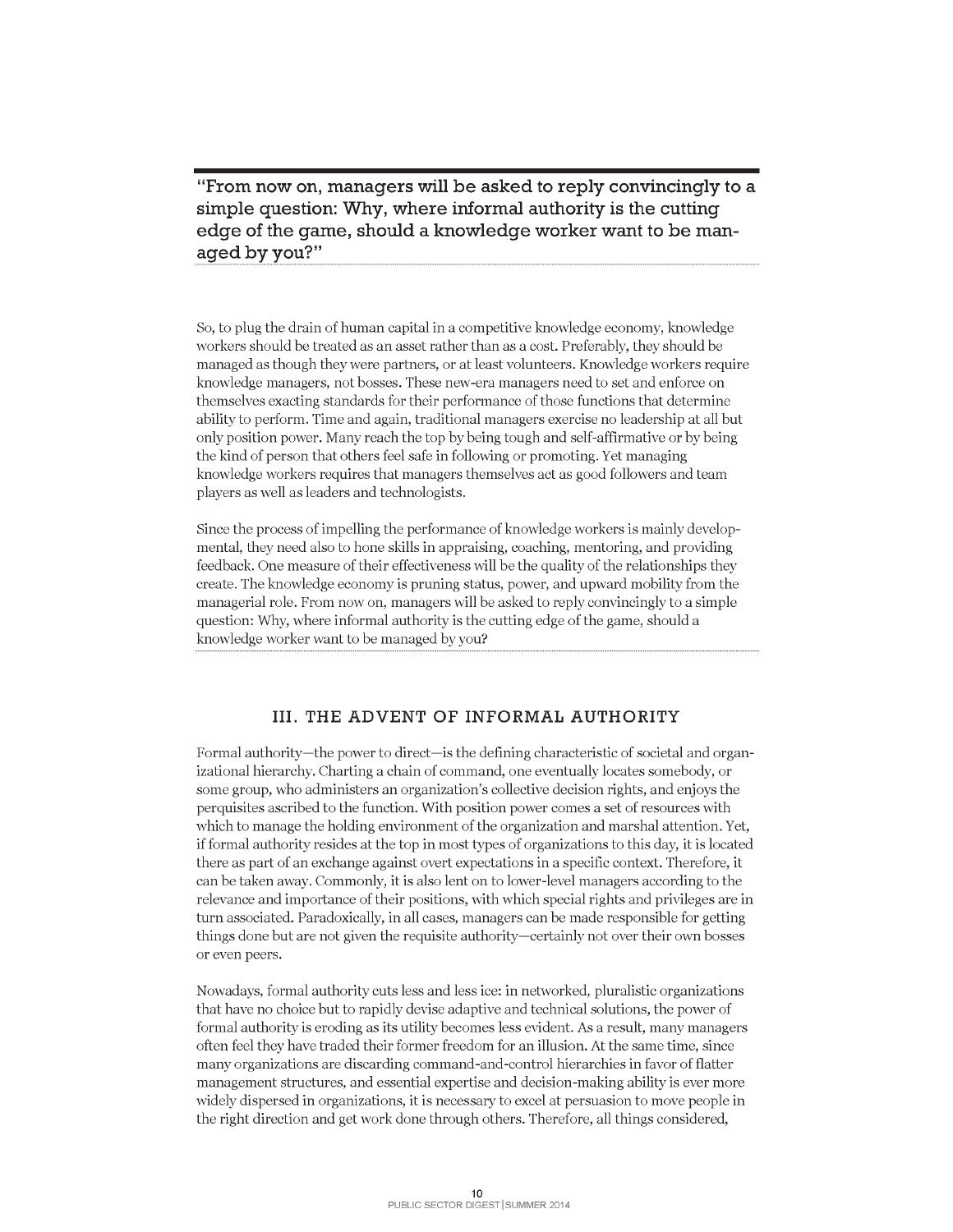> "From now on, managers will be asked to reply convincingly to a simple question: Why, where informal authority is the cutting edge of the game, should a knowledge worker want to be managed by you?"

So, to plug the drain of human capital in a competitive knowledge economy, knowledge workers should be treated as an asset rather than as a cost. Preferably, they should be managed as though they were partners, or at least volunteers. Knowledge workers require knowledge managers, not bosses. These new-era managers need to set and enforce on themselves exacting standards for their performance of those functions that determine ability to perform. Time and again, traditional managers exercise no leadership at all but only position power. Many reach the top by being tough and self-affirmative or by being the kind of person that others feel safe in following or promoting. Yet managing knowledge workers requires that managers themselves act as good followers and team players as well as leaders and technologists.

Since the process of impelling the performance of knowledge workers is mainly developmental, they need also to hone skills in appraising, coaching, mentoring, and providing feedback. One measure of their effectiveness will be the quality of the relationships they create. The knowledge economy is pruning status, power, and upward mobility from the managerial role. From now on, managers will be asked to reply convincingly to a simple question: Why, where informal authority is the cutting edge of the game, should a knowledge worker want to be managed by you?

## III. THE ADVENT OF INFORMAL AUTHORITY

Formal authority—the power to direct—is the defining characteristic of societal and organizational hierarchy. Charting a chain of command, one eventually locates somebody, or some group, who administers an organization's collective decision rights, and enjoys the perquisites ascribed to the function. With position power comes a set of resources with which to manage the holding environment of the organization and marshal attention. Yet, if formal authority resides at the top in most types of organizations to this day, it is located there as part of an exchange against overt expectations in a specific context. Therefore, it can be taken away. Commonly, it is also lent on to lower-level managers according to the relevance and importance of their positions, with which special rights and privileges are in turn associated. Paradoxically, in all cases, managers can be made responsible for getting things done but are not given the requisite authority—certainly not over their own bosses or even peers.

Nowadays, formal authority cuts less and less ice: in networked, pluralistic organizations that have no choice but to rapidly devise adaptive and technical solutions, the power of formal authority is eroding as its utility becomes less evident. As a result, many managers often feel they have traded their former freedom for an illusion. At the same time, since many organizations are discarding command-and-control hierarchies in favor of flatter management structures, and essential expertise and decision-making ability is ever more widely dispersed in organizations, it is necessary to excel at persuasion to move people in the right direction and get work done through others. Therefore, all things considered,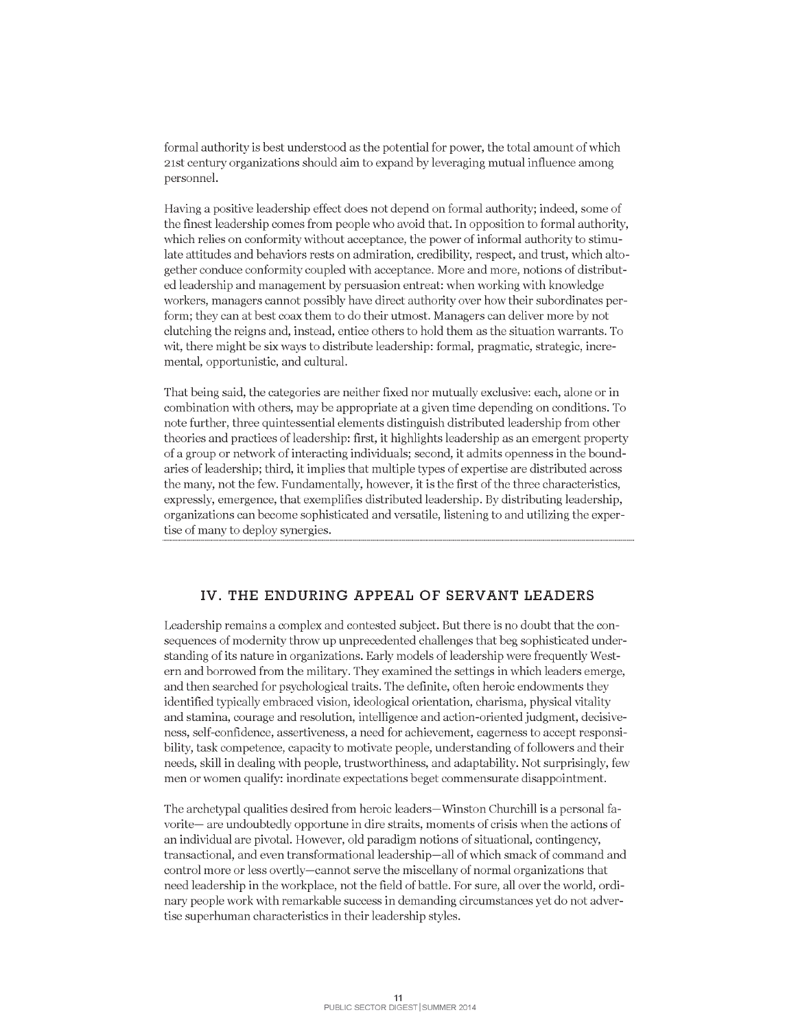formal authority is best understood as the potential for power, the total amount of which 21st century organizations should aim to expand by leveraging mutual influence among personnel.

Having a positive leadership effect does not depend on formal authority; indeed, some of the finest leadership comes from people who avoid that. In opposition to formal authority, which relies on conformity without acceptance, the power of informal authority to stimulate attitudes and behaviors rests on admiration, credibility, respect, and trust, which altogether conduce conformity coupled with acceptance. More and more, notions of distributed leadership and management by persuasion entreat: when working with knowledge workers, managers cannot possibly have direct authority over how their subordinates perform; they can at best coax them to do their utmost. Managers can deliver more by not clutching the reigns and, instead, entice others to hold them as the situation warrants. To wit, there might be six ways to distribute leadership: formal, pragmatic, strategic, incremental, opportunistic, and cultural.

That being said, the categories are neither fixed nor mutually exclusive: each, alone or in combination with others, may be appropriate at a given time depending on conditions. To note further, three quintessential elements distinguish distributed leadership from other theories and practices of leadership: first, it highlights leadership as an emergent property of a group or network of interacting individuals; second, it admits openness in the boundaries of leadership; third, it implies that multiple types of expertise are distributed across the many, not the few. Fundamentally, however, it is the first of the three characteristics, expressly, emergence, that exemplifies distributed leadership. By distributing leadership, organizations can become sophisticated and versatile, listening to and utilizing the expertise of many to deploy synergies.

## IV. THE ENDURING APPEAL OF SERVANT LEADERS

Leadership remains a complex and contested subject. But there is no doubt that the consequences of modernity throw up unprecedented challenges that beg sophisticated understanding of its nature in organizations. Early models of leadership were frequently Western and borrowed from the military. They examined the settings in which leaders emerge, and then searched for psychological traits. The definite, often heroic endowments they identified typically embraced vision, ideological orientation, charisma, physical vitality and stamina, courage and resolution, intelligence and action-oriented judgment, decisiveness, self-confidence, assertiveness, a need for achievement, eagerness to accept responsibility, task competence, capacity to motivate people, understanding of followers and their needs, skill in dealing with people, trustworthiness, and adaptability. Not surprisingly, few men or women qualify: inordinate expectations beget commensurate disappointment.

The archetypal qualities desired from heroic leaders—Winston Churchill is a personal favorite— are undoubtedly opportune in dire straits, moments of crisis when the actions of an individual are pivotal. However, old paradigm notions of situational, contingency, transactional, and even transformational leadership—all of which smack of command and control more or less overtly—cannot serve the miscellany of normal organizations that need leadership in the workplace, not the field of battle. For sure, all over the world, ordinary people work with remarkable success in demanding circumstances yet do not advertise superhuman characteristics in their leadership styles.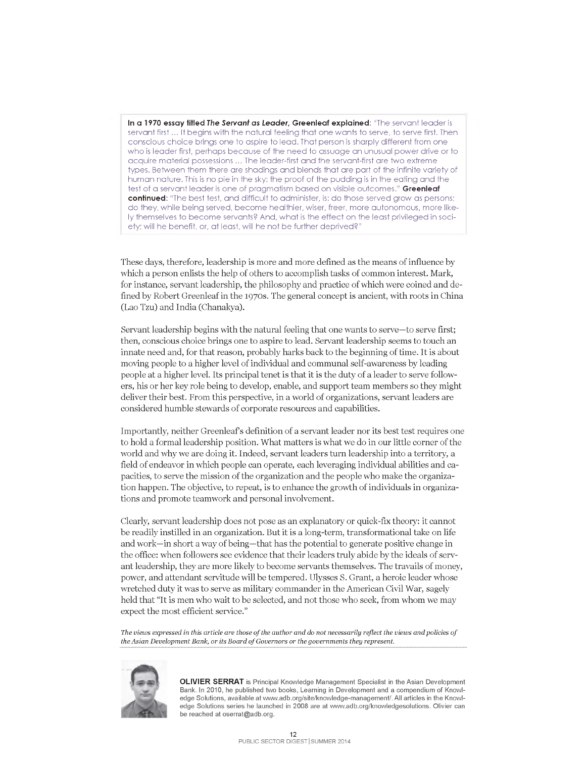**In a 1970 essay titled *The Servant as Leader*, Greenleaf explained**: "The servant leader is servant first ... It begins with the natural feeling that one wants to serve, to serve first. Then conscious choice brings one to aspire to lead. That person is sharply different from one who is leader first, perhaps because of the need to assuage an unusual power drive or to acquire material possessions ... The leader-first and the servant-first are two extreme types. Between them there are shadings and blends that are part of the infinite variety of human nature. This is no pie in the sky: the proof of the pudding is in the eating and the test of a servant leader is one of pragmatism based on visible outcomes." **Greenleaf continued**: "The best test, and difficult to administer, is: do those served grow as persons; do they, while being served, become healthier, wiser, freer, more autonomous, more likely themselves to become servants? And, what is the effect on the least privileged in society; will he benefit, or, at least, will he not be further deprived?"

These days, therefore, leadership is more and more defined as the means of influence by which a person enlists the help of others to accomplish tasks of common interest. Mark, for instance, servant leadership, the philosophy and practice of which were coined and defined by Robert Greenleaf in the 1970s. The general concept is ancient, with roots in China (Lao Tzu) and India (Chanakya).

Servant leadership begins with the natural feeling that one wants to serve—to serve first; then, conscious choice brings one to aspire to lead. Servant leadership seems to touch an innate need and, for that reason, probably harks back to the beginning of time. It is about moving people to a higher level of individual and communal self-awareness by leading people at a higher level. Its principal tenet is that it is the duty of a leader to serve followers, his or her key role being to develop, enable, and support team members so they might deliver their best. From this perspective, in a world of organizations, servant leaders are considered humble stewards of corporate resources and capabilities.

Importantly, neither Greenleaf's definition of a servant leader nor its best test requires one to hold a formal leadership position. What matters is what we do in our little corner of the world and why we are doing it. Indeed, servant leaders turn leadership into a territory, a field of endeavor in which people can operate, each leveraging individual abilities and capacities, to serve the mission of the organization and the people who make the organization happen. The objective, to repeat, is to enhance the growth of individuals in organizations and promote teamwork and personal involvement.

Clearly, servant leadership does not pose as an explanatory or quick-fix theory: it cannot be readily instilled in an organization. But it is a long-term, transformational take on life and work—in short a way of being—that has the potential to generate positive change in the office: when followers see evidence that their leaders truly abide by the ideals of servant leadership, they are more likely to become servants themselves. The travails of money, power, and attendant servitude will be tempered. Ulysses S. Grant, a heroic leader whose wretched duty it was to serve as military commander in the American Civil War, sagely held that "It is men who wait to be selected, and not those who seek, from whom we may expect the most efficient service."

*The views expressed in this article are those of the author and do not necessarily reflect the views and policies of the Asian Development Bank, or its Board of Governors or the governments they represent.*

**OLIVIER SERRAT** is Principal Knowledge Management Specialist in the Asian Development Bank. In 2010, he published two books, Learning in Development and a compendium of Knowledge Solutions, available at www.adb.org/site/knowledge-management/. All articles in the Knowledge Solutions series he launched in 2008 are at www.adb.org/knowledgesolutions. Olivier can be reached at oserrat@adb.org.